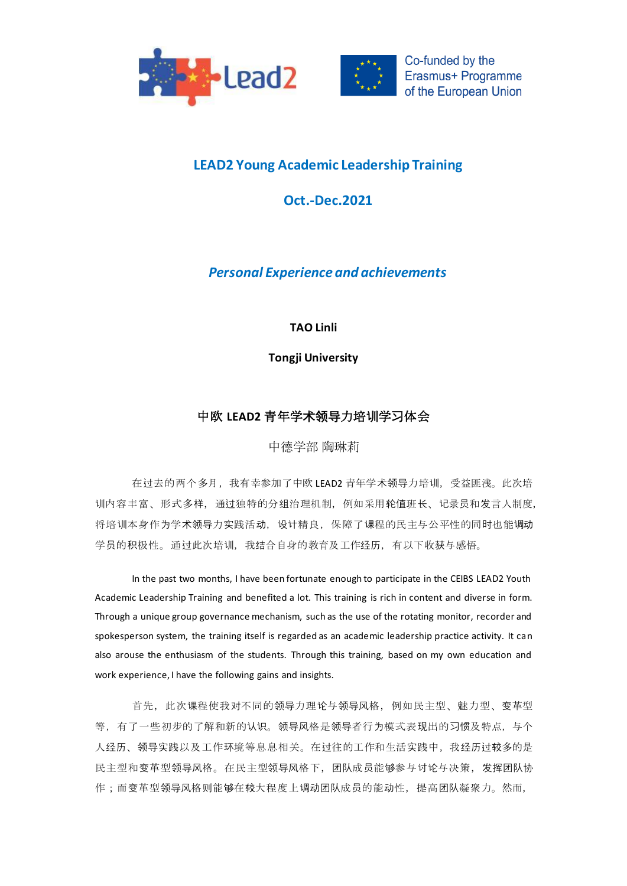Lead2

Co-funded by the Erasmus+ Programme of the European Union

# LEAD2 Young Academic Leadership Training

## Oct.-Dec.2021

### *Personal Experience and achievements*

**TAO Linli**

**Tongji University**

## 中欧 LEAD2 青年学术领导力培训学习体会

中德学部 陶琳莉

在过去的两个多月，我有幸参加了中欧 LEAD2 青年学术领导力培训，受益匪浅。此次培训内容丰富、形式多样，通过独特的分组治理机制，例如采用轮值班长、记录员和发言人制度，将培训本身作为学术领导力实践活动，设计精良，保障了课程的民主与公平性的同时也能调动学员的积极性。通过此次培训，我结合自身的教育及工作经历，有以下收获与感悟。

In the past two months, I have been fortunate enough to participate in the CEIBS LEAD2 Youth Academic Leadership Training and benefited a lot. This training is rich in content and diverse in form. Through a unique group governance mechanism, such as the use of the rotating monitor, recorder and spokesperson system, the training itself is regarded as an academic leadership practice activity. It can also arouse the enthusiasm of the students. Through this training, based on my own education and work experience, I have the following gains and insights.

首先，此次课程使我对不同的领导力理论与领导风格，例如民主型、魅力型、变革型等，有了一些初步的了解和新的认识。领导风格是领导者行为模式表现出的习惯及特点，与个人经历、领导实践以及工作环境等息息相关。在过往的工作和生活实践中，我经历过较多的是民主型和变革型领导风格。在民主型领导风格下，团队成员能够参与讨论与决策，发挥团队协作；而变革型领导风格则能够在较大程度上调动团队成员的能动性，提高团队凝聚力。然而，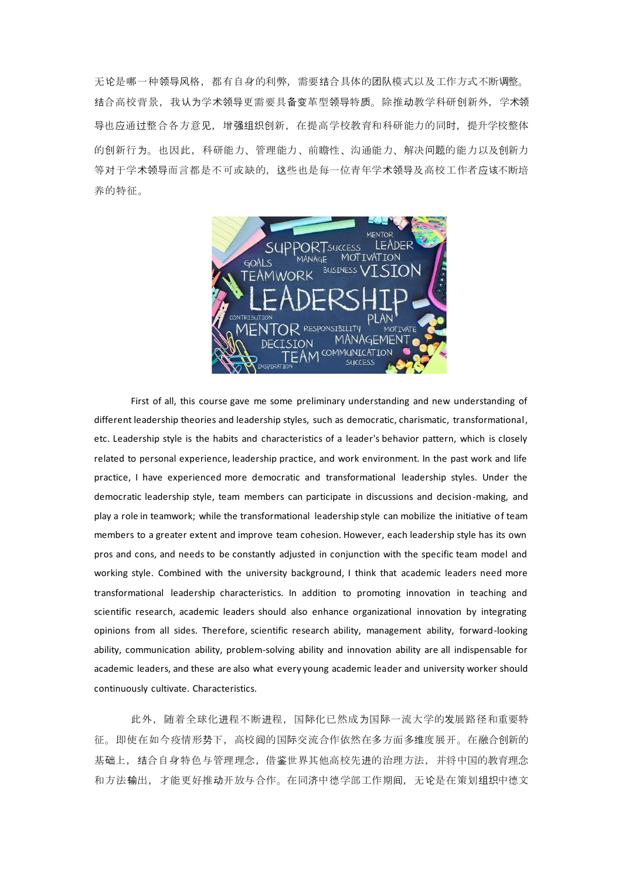无论是哪一种领导风格，都有自身的利弊，需要结合具体的团队模式以及工作方式不断调整。结合高校背景，我认为学术领导更需要具备变革型领导特质。除推动教学科研创新外，学术领导也应通过整合各方意见，增强组织创新，在提高学校教育和科研能力的同时，提升学校整体的创新行为。也因此，科研能力、管理能力、前瞻性、沟通能力、解决问题的能力以及创新力等对于学术领导而言都是不可或缺的，这些也是每一位青年学术领导及高校工作者应该不断培养的特征。

First of all, this course gave me some preliminary understanding and new understanding of different leadership theories and leadership styles, such as democratic, charismatic, transformational, etc. Leadership style is the habits and characteristics of a leader's behavior pattern, which is closely related to personal experience, leadership practice, and work environment. In the past work and life practice, I have experienced more democratic and transformational leadership styles. Under the democratic leadership style, team members can participate in discussions and decision-making, and play a role in teamwork; while the transformational leadership style can mobilize the initiative of team members to a greater extent and improve team cohesion. However, each leadership style has its own pros and cons, and needs to be constantly adjusted in conjunction with the specific team model and working style. Combined with the university background, I think that academic leaders need more transformational leadership characteristics. In addition to promoting innovation in teaching and scientific research, academic leaders should also enhance organizational innovation by integrating opinions from all sides. Therefore, scientific research ability, management ability, forward-looking ability, communication ability, problem-solving ability and innovation ability are all indispensable for academic leaders, and these are also what every young academic leader and university worker should continuously cultivate. Characteristics.

此外，随着全球化进程不断进程，国际化已然成为国际一流大学的发展路径和重要特征。即使在如今疫情形势下，高校间的国际交流合作依然在多方面多维度展开。在融合创新的基础上，结合自身特色与管理理念，借鉴世界其他高校先进的治理方法，并将中国的教育理念和方法输出，才能更好推动开放与合作。在同济中德学部工作期间，无论是在策划组织中德文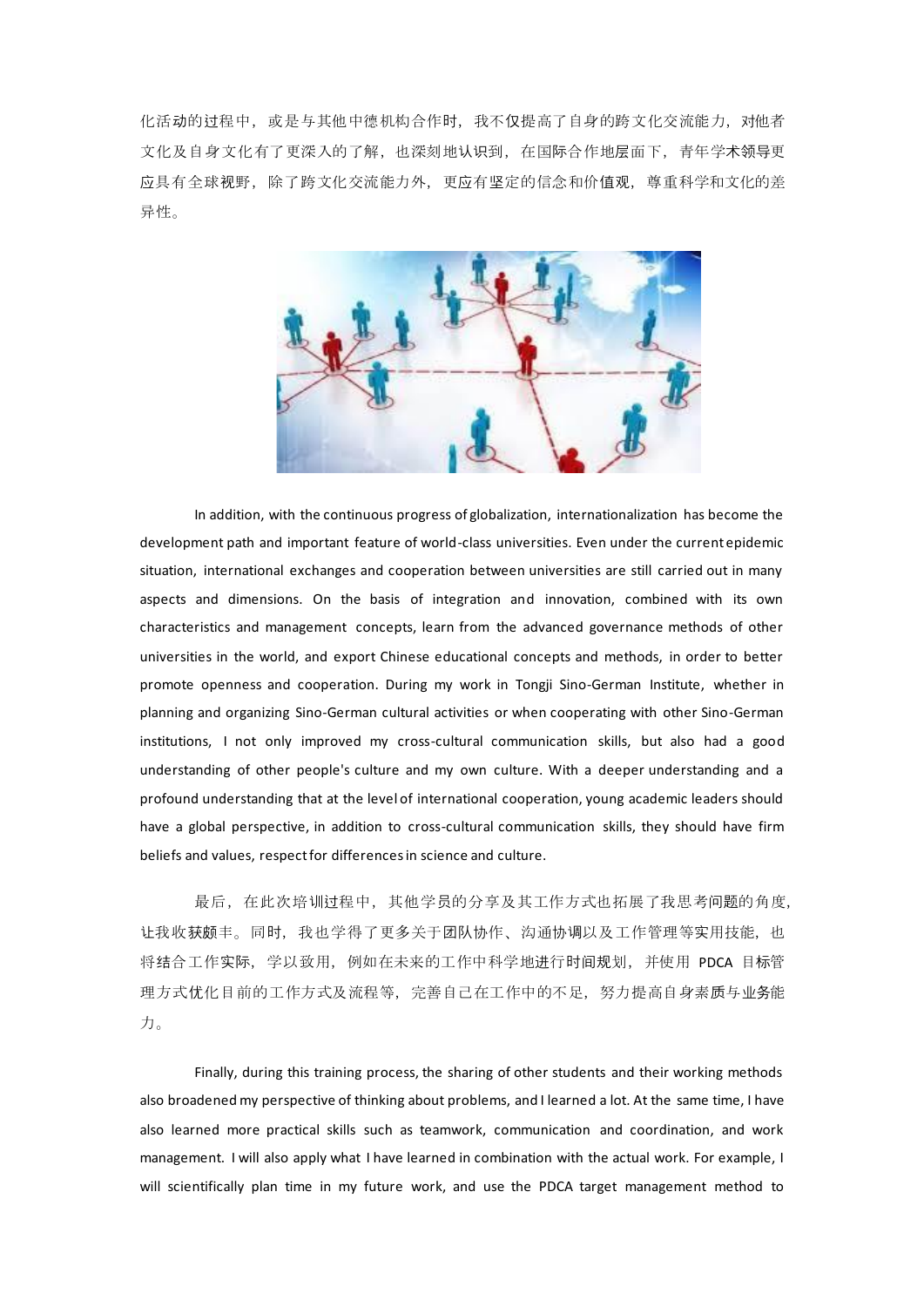化活动的过程中，或是与其他中德机构合作时，我不仅提高了自身的跨文化交流能力，对他者文化及自身文化有了更深入的了解，也深刻地认识到，在国际合作地层面下，青年学术领导更应具有全球视野，除了跨文化交流能力外，更应有坚定的信念和价值观，尊重科学和文化的差异性。

In addition, with the continuous progress of globalization, internationalization has become the development path and important feature of world-class universities. Even under the current epidemic situation, international exchanges and cooperation between universities are still carried out in many aspects and dimensions. On the basis of integration and innovation, combined with its own characteristics and management concepts, learn from the advanced governance methods of other universities in the world, and export Chinese educational concepts and methods, in order to better promote openness and cooperation. During my work in Tongji Sino-German Institute, whether in planning and organizing Sino-German cultural activities or when cooperating with other Sino-German institutions, I not only improved my cross-cultural communication skills, but also had a good understanding of other people's culture and my own culture. With a deeper understanding and a profound understanding that at the level of international cooperation, young academic leaders should have a global perspective, in addition to cross-cultural communication skills, they should have firm beliefs and values, respect for differences in science and culture.

最后，在此次培训过程中，其他学员的分享及其工作方式也拓展了我思考问题的角度，让我收获颇丰。同时，我也学得了更多关于团队协作、沟通协调以及工作管理等实用技能，也将结合工作实际，学以致用，例如在未来的工作中科学地进行时间规划，并使用 PDCA 目标管理方式优化目前的工作方式及流程等，完善自己在工作中的不足，努力提高自身素质与业务能力。

Finally, during this training process, the sharing of other students and their working methods also broadened my perspective of thinking about problems, and I learned a lot. At the same time, I have also learned more practical skills such as teamwork, communication and coordination, and work management. I will also apply what I have learned in combination with the actual work. For example, I will scientifically plan time in my future work, and use the PDCA target management method to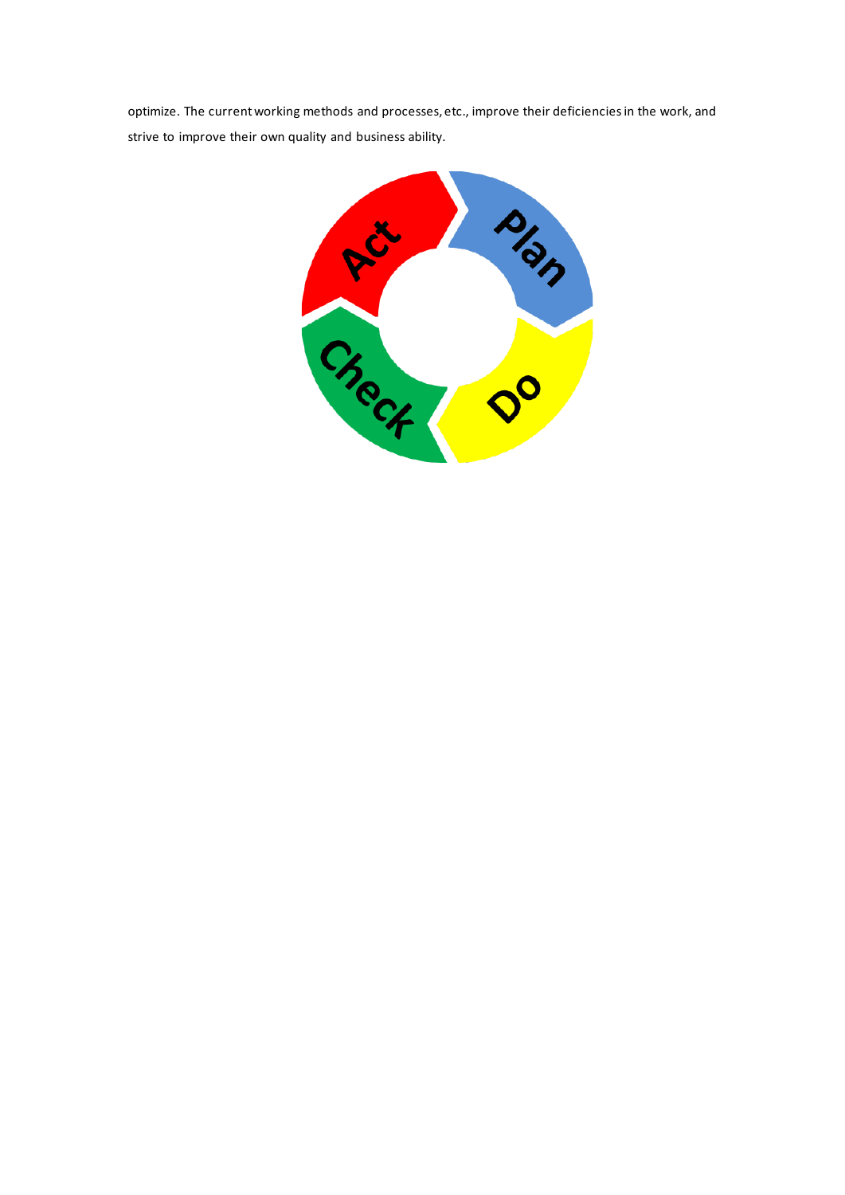optimize. The current working methods and processes, etc., improve their deficiencies in the work, and strive to improve their own quality and business ability.

Plan

Do

Check

Act